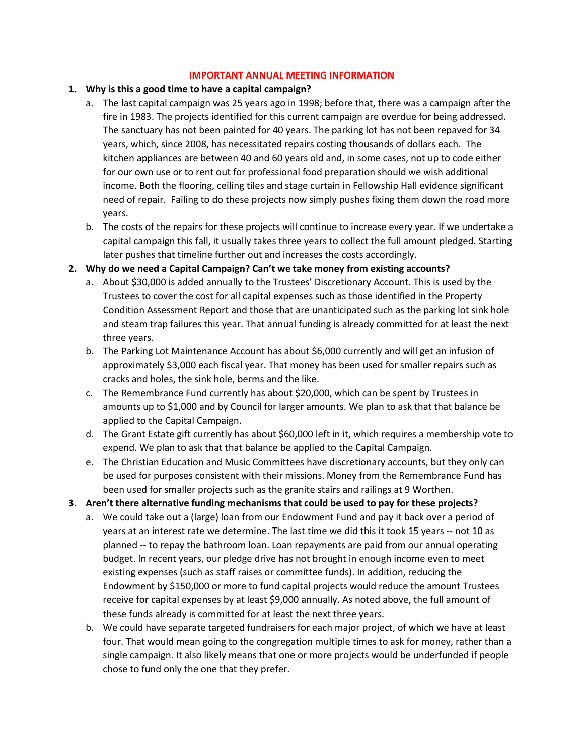# IMPORTANT ANNUAL MEETING INFORMATION

1. **Why is this a good time to have a capital campaign?**
   a. The last capital campaign was 25 years ago in 1998; before that, there was a campaign after the fire in 1983. The projects identified for this current campaign are overdue for being addressed. The sanctuary has not been painted for 40 years. The parking lot has not been repaved for 34 years, which, since 2008, has necessitated repairs costing thousands of dollars each. The kitchen appliances are between 40 and 60 years old and, in some cases, not up to code either for our own use or to rent out for professional food preparation should we wish additional income. Both the flooring, ceiling tiles and stage curtain in Fellowship Hall evidence significant need of repair. Failing to do these projects now simply pushes fixing them down the road more years.
   b. The costs of the repairs for these projects will continue to increase every year. If we undertake a capital campaign this fall, it usually takes three years to collect the full amount pledged. Starting later pushes that timeline further out and increases the costs accordingly.

2. **Why do we need a Capital Campaign? Can't we take money from existing accounts?**
   a. About $30,000 is added annually to the Trustees' Discretionary Account. This is used by the Trustees to cover the cost for all capital expenses such as those identified in the Property Condition Assessment Report and those that are unanticipated such as the parking lot sink hole and steam trap failures this year. That annual funding is already committed for at least the next three years.
   b. The Parking Lot Maintenance Account has about $6,000 currently and will get an infusion of approximately $3,000 each fiscal year. That money has been used for smaller repairs such as cracks and holes, the sink hole, berms and the like.
   c. The Remembrance Fund currently has about $20,000, which can be spent by Trustees in amounts up to $1,000 and by Council for larger amounts. We plan to ask that that balance be applied to the Capital Campaign.
   d. The Grant Estate gift currently has about $60,000 left in it, which requires a membership vote to expend. We plan to ask that that balance be applied to the Capital Campaign.
   e. The Christian Education and Music Committees have discretionary accounts, but they only can be used for purposes consistent with their missions. Money from the Remembrance Fund has been used for smaller projects such as the granite stairs and railings at 9 Worthen.

3. **Aren't there alternative funding mechanisms that could be used to pay for these projects?**
   a. We could take out a (large) loan from our Endowment Fund and pay it back over a period of years at an interest rate we determine. The last time we did this it took 15 years -- not 10 as planned -- to repay the bathroom loan. Loan repayments are paid from our annual operating budget. In recent years, our pledge drive has not brought in enough income even to meet existing expenses (such as staff raises or committee funds). In addition, reducing the Endowment by $150,000 or more to fund capital projects would reduce the amount Trustees receive for capital expenses by at least $9,000 annually. As noted above, the full amount of these funds already is committed for at least the next three years.
   b. We could have separate targeted fundraisers for each major project, of which we have at least four. That would mean going to the congregation multiple times to ask for money, rather than a single campaign. It also likely means that one or more projects would be underfunded if people chose to fund only the one that they prefer.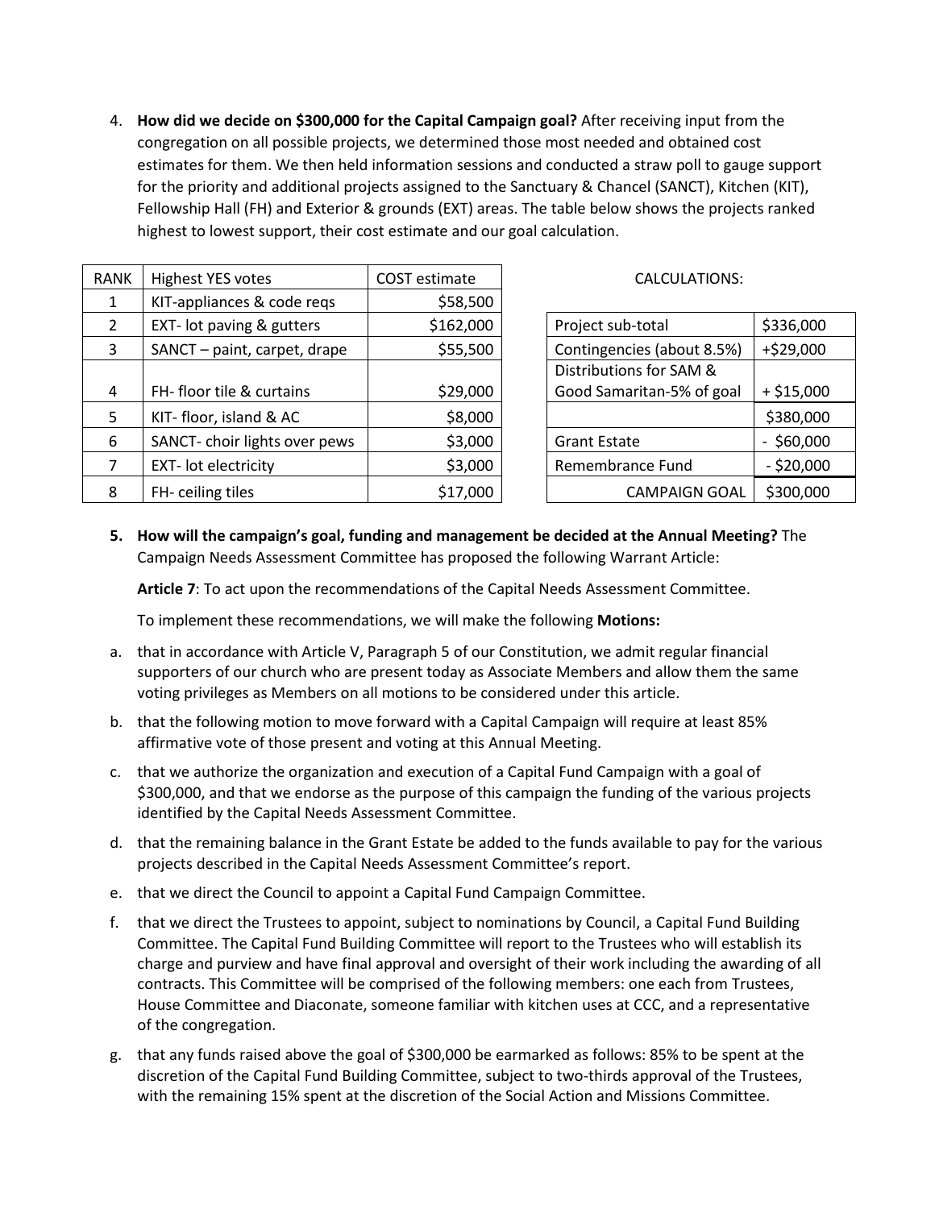4. **How did we decide on $300,000 for the Capital Campaign goal?** After receiving input from the congregation on all possible projects, we determined those most needed and obtained cost estimates for them. We then held information sessions and conducted a straw poll to gauge support for the priority and additional projects assigned to the Sanctuary & Chancel (SANCT), Kitchen (KIT), Fellowship Hall (FH) and Exterior & grounds (EXT) areas. The table below shows the projects ranked highest to lowest support, their cost estimate and our goal calculation.

| RANK | Highest YES votes | COST estimate |
|---|---|---|
| 1 | KIT-appliances & code reqs | $58,500 |
| 2 | EXT- lot paving & gutters | $162,000 |
| 3 | SANCT – paint, carpet, drape | $55,500 |
| 4 | FH- floor tile & curtains | $29,000 |
| 5 | KIT- floor, island & AC | $8,000 |
| 6 | SANCT- choir lights over pews | $3,000 |
| 7 | EXT- lot electricity | $3,000 |
| 8 | FH- ceiling tiles | $17,000 |

CALCULATIONS:

| | |
|---|---|
| Project sub-total | $336,000 |
| Contingencies (about 8.5%) | +$29,000 |
| Distributions for SAM & Good Samaritan-5% of goal | + $15,000 |
| | $380,000 |
| Grant Estate | - $60,000 |
| Remembrance Fund | - $20,000 |
| CAMPAIGN GOAL | $300,000 |

5. **How will the campaign's goal, funding and management be decided at the Annual Meeting?** The Campaign Needs Assessment Committee has proposed the following Warrant Article:

   **Article 7**: To act upon the recommendations of the Capital Needs Assessment Committee.

   To implement these recommendations, we will make the following **Motions:**

a. that in accordance with Article V, Paragraph 5 of our Constitution, we admit regular financial supporters of our church who are present today as Associate Members and allow them the same voting privileges as Members on all motions to be considered under this article.

b. that the following motion to move forward with a Capital Campaign will require at least 85% affirmative vote of those present and voting at this Annual Meeting.

c. that we authorize the organization and execution of a Capital Fund Campaign with a goal of $300,000, and that we endorse as the purpose of this campaign the funding of the various projects identified by the Capital Needs Assessment Committee.

d. that the remaining balance in the Grant Estate be added to the funds available to pay for the various projects described in the Capital Needs Assessment Committee's report.

e. that we direct the Council to appoint a Capital Fund Campaign Committee.

f. that we direct the Trustees to appoint, subject to nominations by Council, a Capital Fund Building Committee. The Capital Fund Building Committee will report to the Trustees who will establish its charge and purview and have final approval and oversight of their work including the awarding of all contracts. This Committee will be comprised of the following members: one each from Trustees, House Committee and Diaconate, someone familiar with kitchen uses at CCC, and a representative of the congregation.

g. that any funds raised above the goal of $300,000 be earmarked as follows: 85% to be spent at the discretion of the Capital Fund Building Committee, subject to two-thirds approval of the Trustees, with the remaining 15% spent at the discretion of the Social Action and Missions Committee.